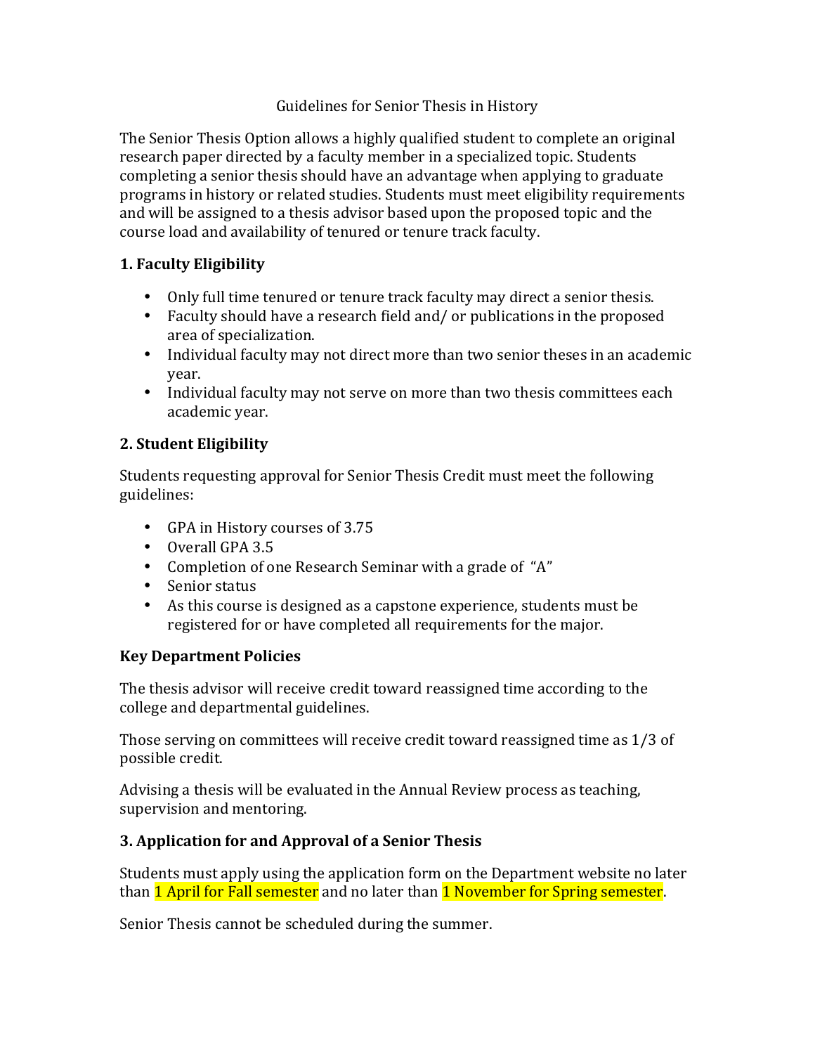# Guidelines for Senior Thesis in History

The Senior Thesis Option allows a highly qualified student to complete an original research paper directed by a faculty member in a specialized topic. Students completing a senior thesis should have an advantage when applying to graduate programs in history or related studies. Students must meet eligibility requirements and will be assigned to a thesis advisor based upon the proposed topic and the course load and availability of tenured or tenure track faculty.

## 1. Faculty Eligibility

- Only full time tenured or tenure track faculty may direct a senior thesis.
- Faculty should have a research field and/ or publications in the proposed area of specialization.
- Individual faculty may not direct more than two senior theses in an academic year.
- Individual faculty may not serve on more than two thesis committees each academic year.

## 2. Student Eligibility

Students requesting approval for Senior Thesis Credit must meet the following guidelines:

- GPA in History courses of 3.75
- Overall GPA 3.5
- Completion of one Research Seminar with a grade of "A"
- Senior status
- As this course is designed as a capstone experience, students must be registered for or have completed all requirements for the major.

## Key Department Policies

The thesis advisor will receive credit toward reassigned time according to the college and departmental guidelines.

Those serving on committees will receive credit toward reassigned time as 1/3 of possible credit.

Advising a thesis will be evaluated in the Annual Review process as teaching, supervision and mentoring.

## 3. Application for and Approval of a Senior Thesis

Students must apply using the application form on the Department website no later than 1 April for Fall semester and no later than 1 November for Spring semester.

Senior Thesis cannot be scheduled during the summer.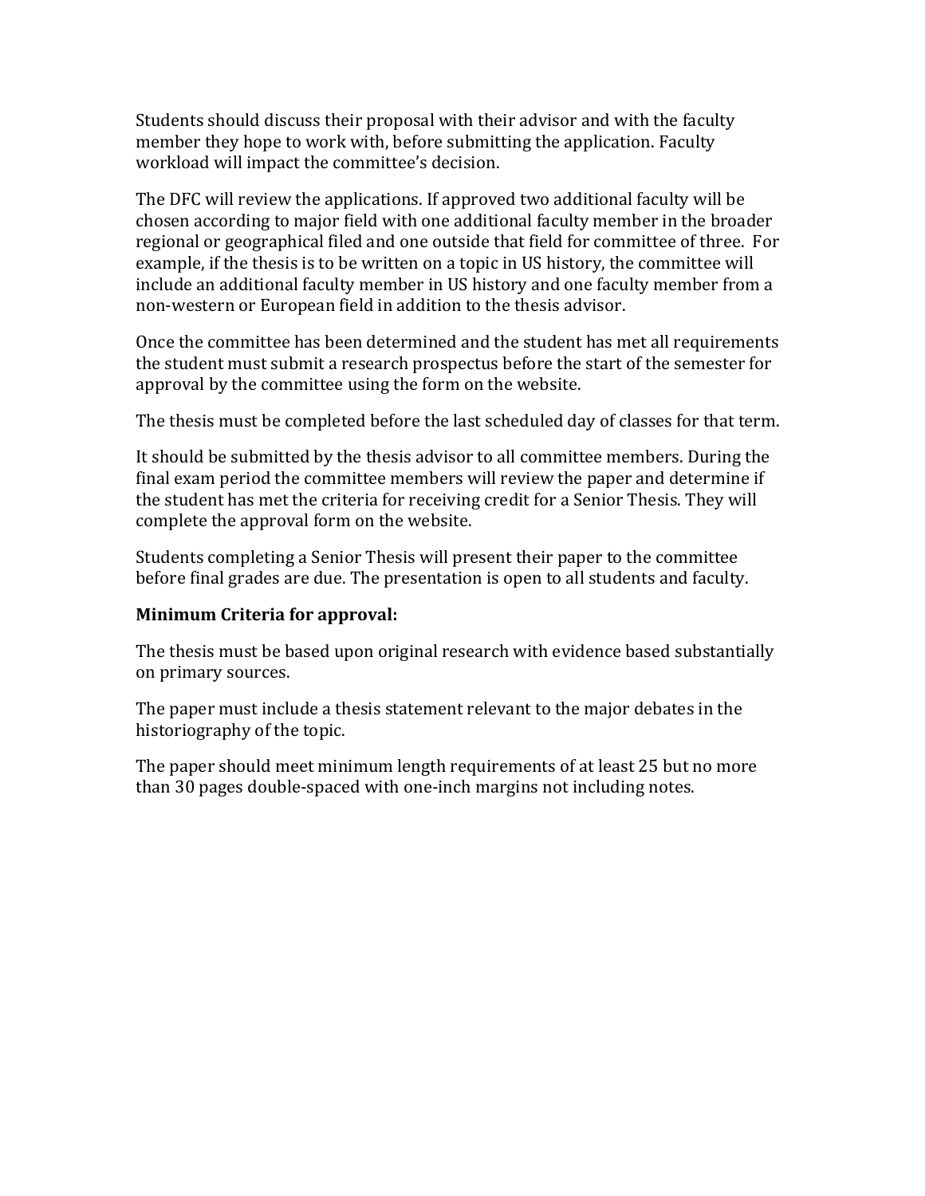Students should discuss their proposal with their advisor and with the faculty member they hope to work with, before submitting the application. Faculty workload will impact the committee's decision.

The DFC will review the applications. If approved two additional faculty will be chosen according to major field with one additional faculty member in the broader regional or geographical filed and one outside that field for committee of three. For example, if the thesis is to be written on a topic in US history, the committee will include an additional faculty member in US history and one faculty member from a non-western or European field in addition to the thesis advisor.

Once the committee has been determined and the student has met all requirements the student must submit a research prospectus before the start of the semester for approval by the committee using the form on the website.

The thesis must be completed before the last scheduled day of classes for that term.

It should be submitted by the thesis advisor to all committee members. During the final exam period the committee members will review the paper and determine if the student has met the criteria for receiving credit for a Senior Thesis. They will complete the approval form on the website.

Students completing a Senior Thesis will present their paper to the committee before final grades are due. The presentation is open to all students and faculty.

**Minimum Criteria for approval:**

The thesis must be based upon original research with evidence based substantially on primary sources.

The paper must include a thesis statement relevant to the major debates in the historiography of the topic.

The paper should meet minimum length requirements of at least 25 but no more than 30 pages double-spaced with one-inch margins not including notes.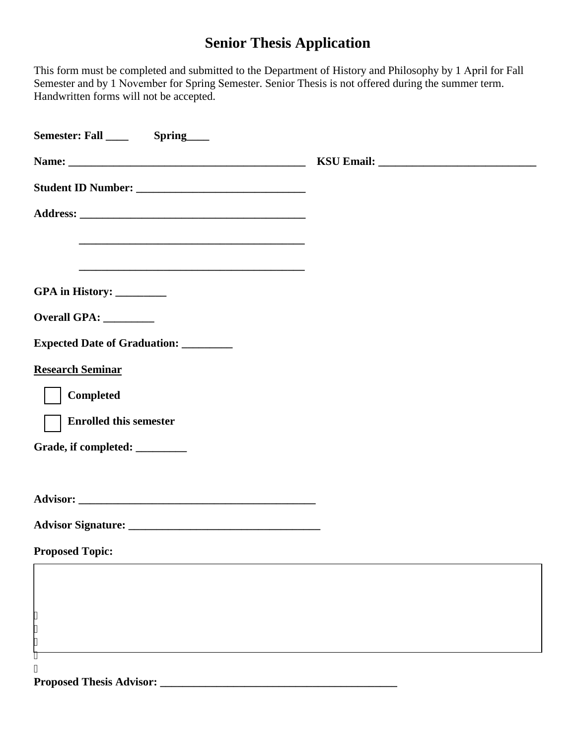# Senior Thesis Application

This form must be completed and submitted to the Department of History and Philosophy by 1 April for Fall Semester and by 1 November for Spring Semester. Senior Thesis is not offered during the summer term. Handwritten forms will not be accepted.

**Semester: Fall ____ Spring____**

**Name: ___________________________________________ KSU Email: ____________________________**

**Student ID Number: ______________________________**

**Address: ________________________________________**

**________________________________________**

**________________________________________**

**GPA in History: _________**

**Overall GPA: _________**

**Expected Date of Graduation: _________**

**<u>Research Seminar</u>**

☐ **Completed**

☐ **Enrolled this semester**

**Grade, if completed: _________**

**Advisor: ___________________________________________**

**Advisor Signature: __________________________________**

**Proposed Topic:**

| |
|---|
| |

**Proposed Thesis Advisor: __________________________________________**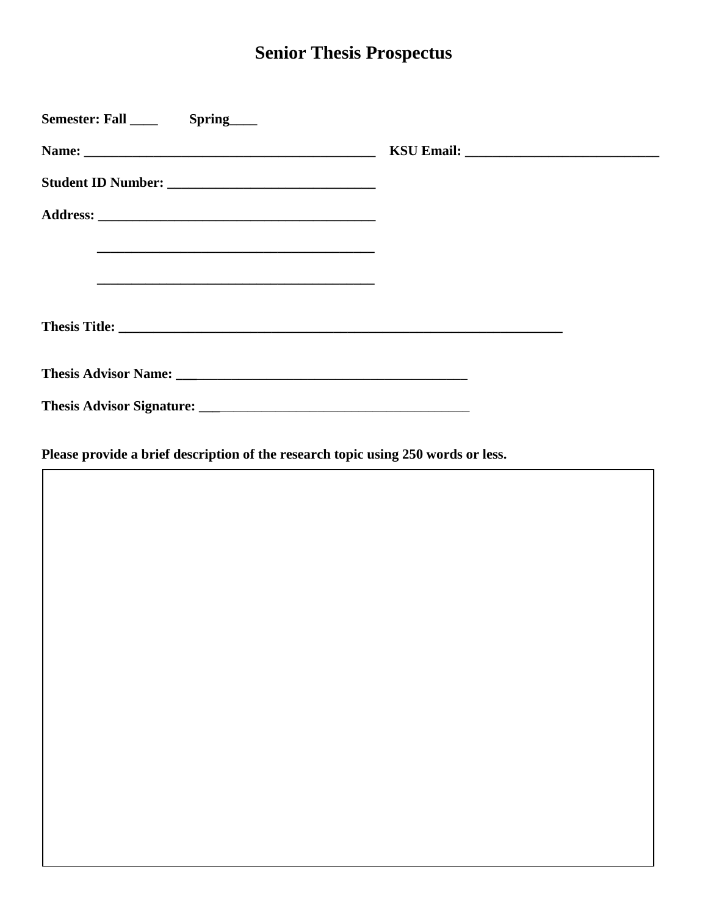# Senior Thesis Prospectus

**Semester: Fall ____ Spring____**

**Name: ____________________________________________ KSU Email: _____________________________**

**Student ID Number: _______________________________**

**Address: _________________________________________**

**_________________________________________**

**_________________________________________**

**Thesis Title: _____________________________________________________________________**

**Thesis Advisor Name: ____________________________________________**

**Thesis Advisor Signature: _________________________________________**

**Please provide a brief description of the research topic using 250 words or less.**

| |
|---|
| |